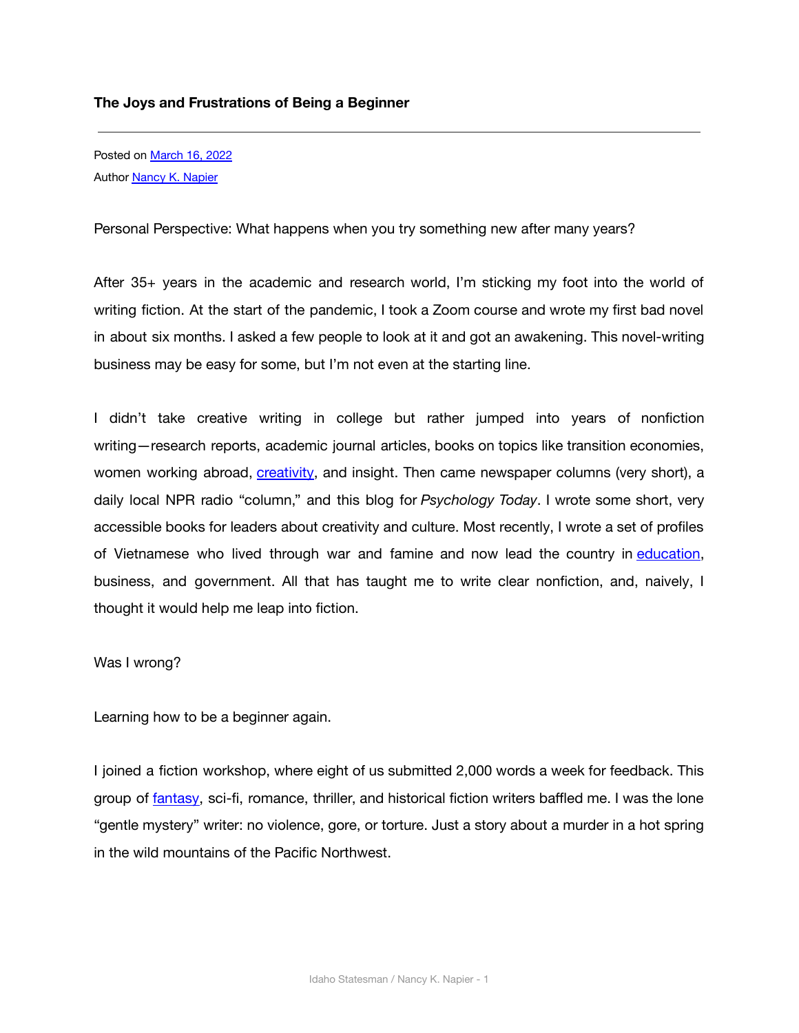**The Joys and Frustrations of Being a Beginner**

---

Posted on [March 16, 2022]
Author [Nancy K. Napier]

Personal Perspective: What happens when you try something new after many years?

After 35+ years in the academic and research world, I'm sticking my foot into the world of writing fiction. At the start of the pandemic, I took a Zoom course and wrote my first bad novel in about six months. I asked a few people to look at it and got an awakening. This novel-writing business may be easy for some, but I'm not even at the starting line.

I didn't take creative writing in college but rather jumped into years of nonfiction writing—research reports, academic journal articles, books on topics like transition economies, women working abroad, creativity, and insight. Then came newspaper columns (very short), a daily local NPR radio "column," and this blog for *Psychology Today*. I wrote some short, very accessible books for leaders about creativity and culture. Most recently, I wrote a set of profiles of Vietnamese who lived through war and famine and now lead the country in education, business, and government. All that has taught me to write clear nonfiction, and, naively, I thought it would help me leap into fiction.

Was I wrong?

Learning how to be a beginner again.

I joined a fiction workshop, where eight of us submitted 2,000 words a week for feedback. This group of fantasy, sci-fi, romance, thriller, and historical fiction writers baffled me. I was the lone "gentle mystery" writer: no violence, gore, or torture. Just a story about a murder in a hot spring in the wild mountains of the Pacific Northwest.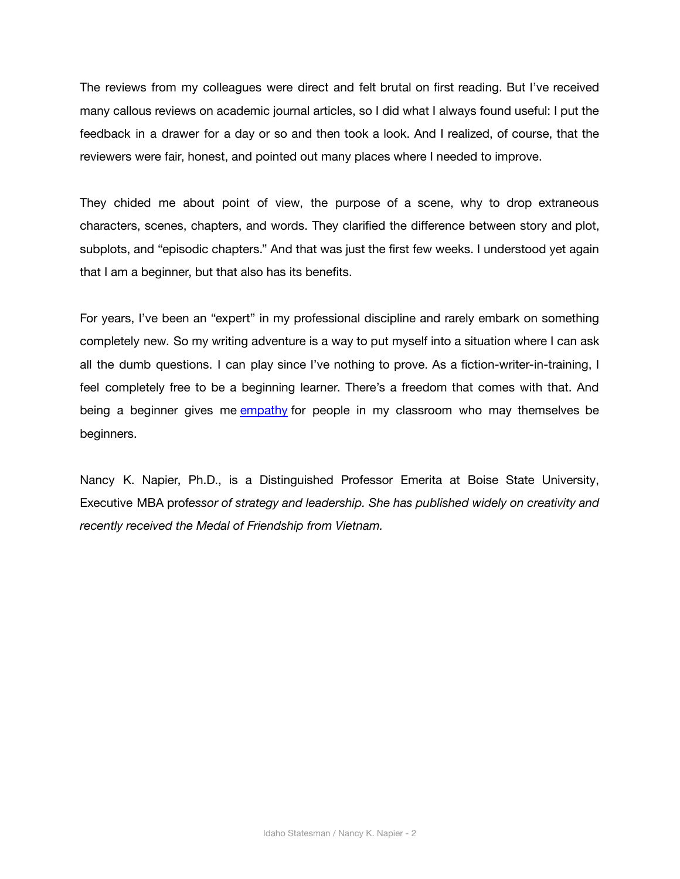The reviews from my colleagues were direct and felt brutal on first reading. But I've received many callous reviews on academic journal articles, so I did what I always found useful: I put the feedback in a drawer for a day or so and then took a look. And I realized, of course, that the reviewers were fair, honest, and pointed out many places where I needed to improve.

They chided me about point of view, the purpose of a scene, why to drop extraneous characters, scenes, chapters, and words. They clarified the difference between story and plot, subplots, and "episodic chapters." And that was just the first few weeks. I understood yet again that I am a beginner, but that also has its benefits.

For years, I've been an "expert" in my professional discipline and rarely embark on something completely new. So my writing adventure is a way to put myself into a situation where I can ask all the dumb questions. I can play since I've nothing to prove. As a fiction-writer-in-training, I feel completely free to be a beginning learner. There's a freedom that comes with that. And being a beginner gives me empathy for people in my classroom who may themselves be beginners.

Nancy K. Napier, Ph.D., is a Distinguished Professor Emerita at Boise State University, Executive MBA prof*essor of strategy and leadership. She has published widely on creativity and recently received the Medal of Friendship from Vietnam.*